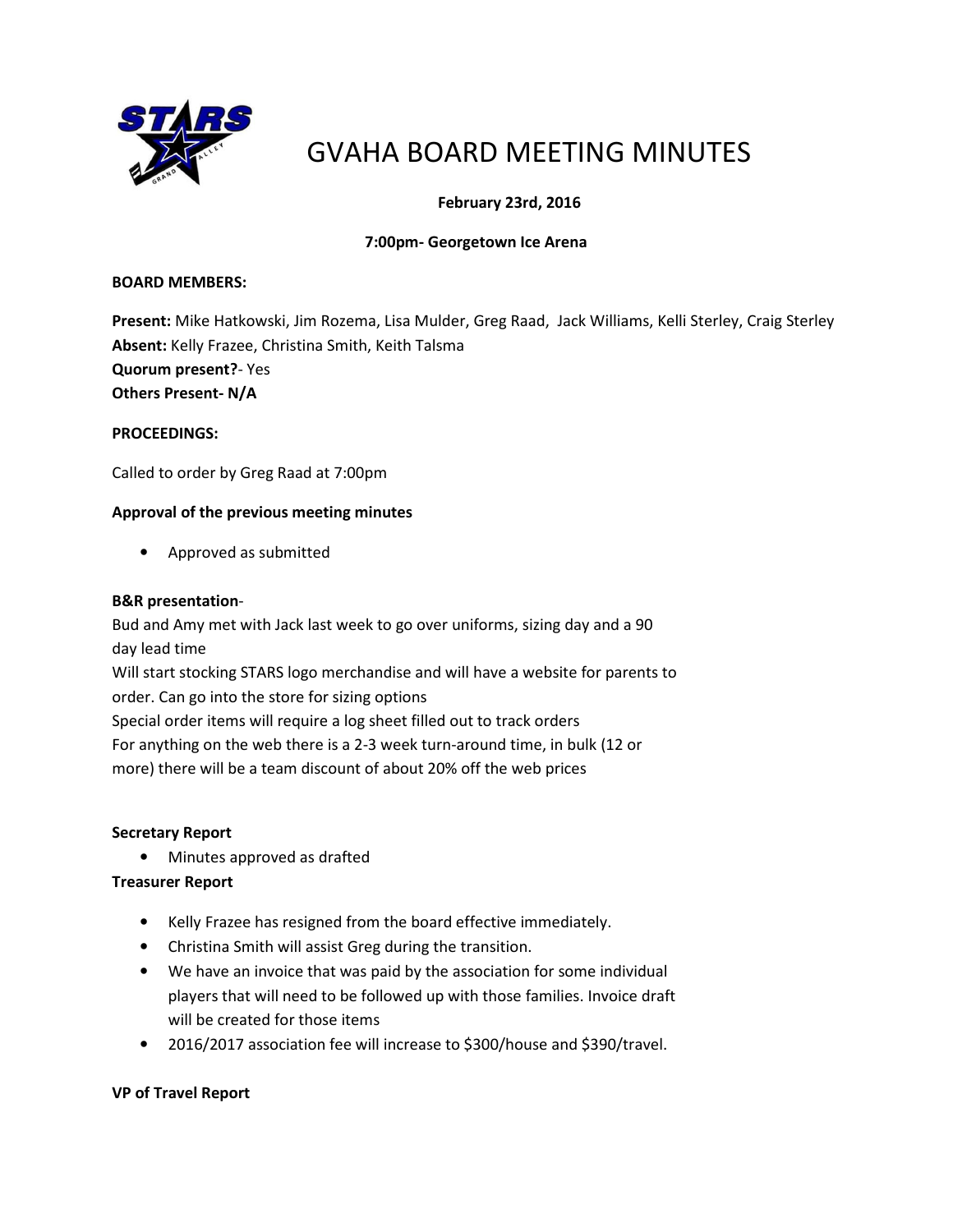# GVAHA BOARD MEETING MINUTES

**February 23rd, 2016**

**7:00pm- Georgetown Ice Arena**

**BOARD MEMBERS:**

**Present:** Mike Hatkowski, Jim Rozema, Lisa Mulder, Greg Raad, Jack Williams, Kelli Sterley, Craig Sterley
**Absent:** Kelly Frazee, Christina Smith, Keith Talsma
**Quorum present?**- Yes
**Others Present- N/A**

**PROCEEDINGS:**

Called to order by Greg Raad at 7:00pm

**Approval of the previous meeting minutes**

- Approved as submitted

**B&R presentation**-
Bud and Amy met with Jack last week to go over uniforms, sizing day and a 90 day lead time
Will start stocking STARS logo merchandise and will have a website for parents to order. Can go into the store for sizing options
Special order items will require a log sheet filled out to track orders
For anything on the web there is a 2-3 week turn-around time, in bulk (12 or more) there will be a team discount of about 20% off the web prices

**Secretary Report**

- Minutes approved as drafted

**Treasurer Report**

- Kelly Frazee has resigned from the board effective immediately.
- Christina Smith will assist Greg during the transition.
- We have an invoice that was paid by the association for some individual players that will need to be followed up with those families. Invoice draft will be created for those items
- 2016/2017 association fee will increase to $300/house and $390/travel.

**VP of Travel Report**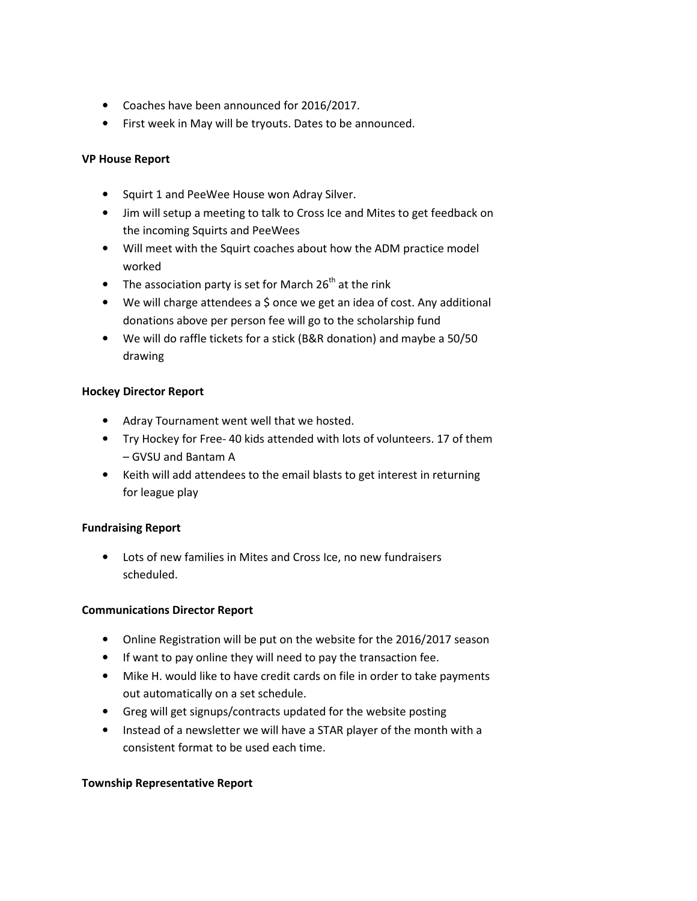- Coaches have been announced for 2016/2017.
- First week in May will be tryouts. Dates to be announced.

**VP House Report**

- Squirt 1 and PeeWee House won Adray Silver.
- Jim will setup a meeting to talk to Cross Ice and Mites to get feedback on the incoming Squirts and PeeWees
- Will meet with the Squirt coaches about how the ADM practice model worked
- The association party is set for March 26th at the rink
- We will charge attendees a $ once we get an idea of cost. Any additional donations above per person fee will go to the scholarship fund
- We will do raffle tickets for a stick (B&R donation) and maybe a 50/50 drawing

**Hockey Director Report**

- Adray Tournament went well that we hosted.
- Try Hockey for Free- 40 kids attended with lots of volunteers. 17 of them – GVSU and Bantam A
- Keith will add attendees to the email blasts to get interest in returning for league play

**Fundraising Report**

- Lots of new families in Mites and Cross Ice, no new fundraisers scheduled.

**Communications Director Report**

- Online Registration will be put on the website for the 2016/2017 season
- If want to pay online they will need to pay the transaction fee.
- Mike H. would like to have credit cards on file in order to take payments out automatically on a set schedule.
- Greg will get signups/contracts updated for the website posting
- Instead of a newsletter we will have a STAR player of the month with a consistent format to be used each time.

**Township Representative Report**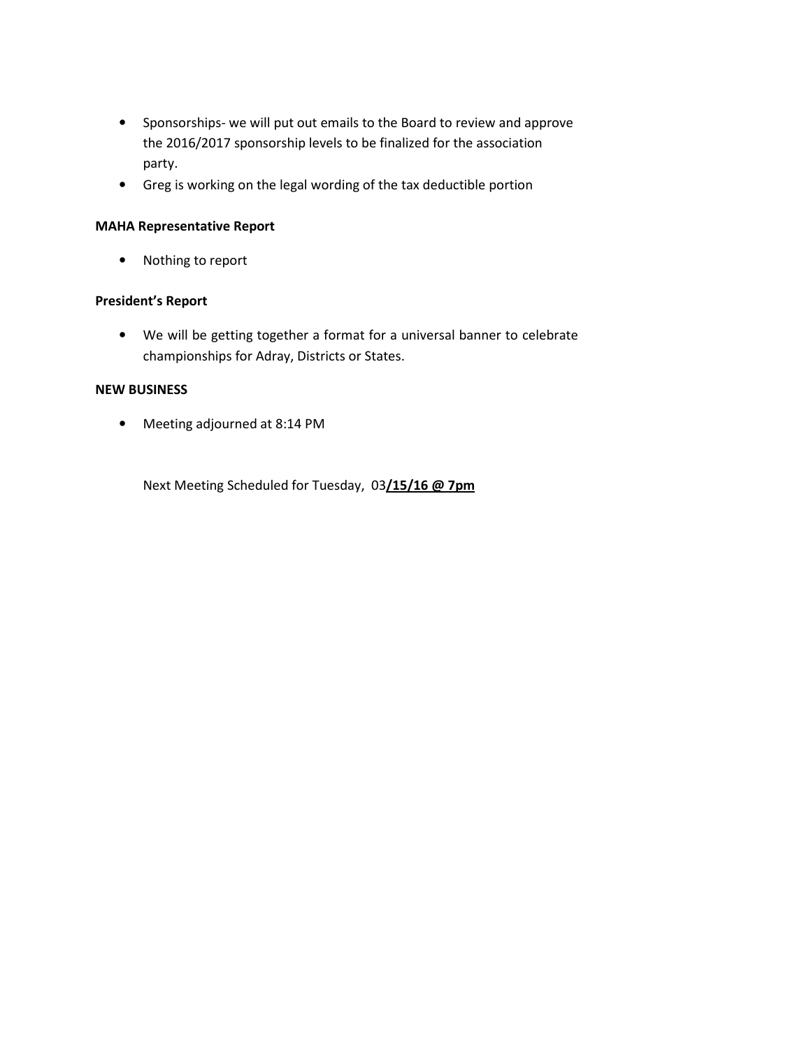- Sponsorships- we will put out emails to the Board to review and approve the 2016/2017 sponsorship levels to be finalized for the association party.
- Greg is working on the legal wording of the tax deductible portion

**MAHA Representative Report**

- Nothing to report

**President's Report**

- We will be getting together a format for a universal banner to celebrate championships for Adray, Districts or States.

**NEW BUSINESS**

- Meeting adjourned at 8:14 PM

Next Meeting Scheduled for Tuesday, 03**/15/16 @ 7pm**